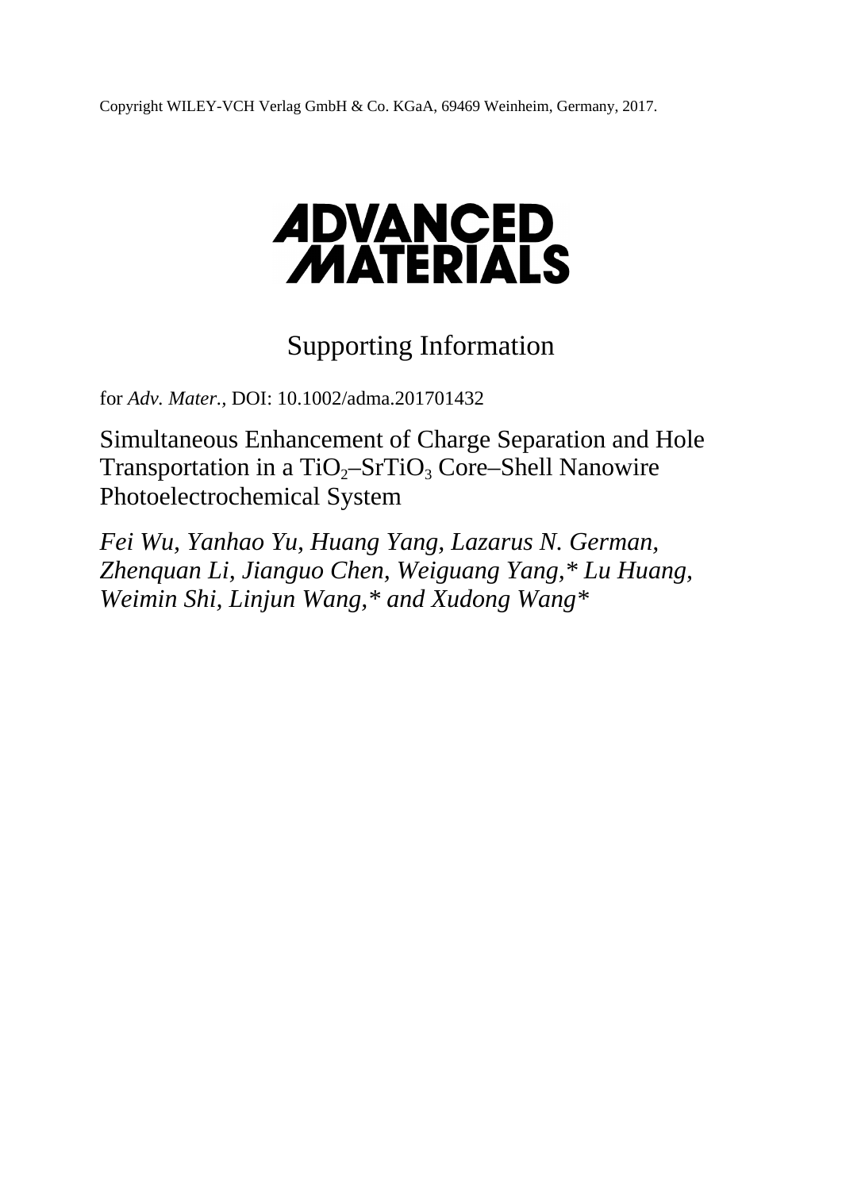Copyright WILEY-VCH Verlag GmbH & Co. KGaA, 69469 Weinheim, Germany, 2017.

# ADVANCED MATERIALS

## Supporting Information

for *Adv. Mater.,* DOI: 10.1002/adma.201701432

Simultaneous Enhancement of Charge Separation and Hole Transportation in a $TiO_2$–$SrTiO_3$ Core–Shell Nanowire Photoelectrochemical System

*Fei Wu, Yanhao Yu, Huang Yang, Lazarus N. German, Zhenquan Li, Jianguo Chen, Weiguang Yang,* Lu Huang, Weimin Shi, Linjun Wang,* and Xudong Wang**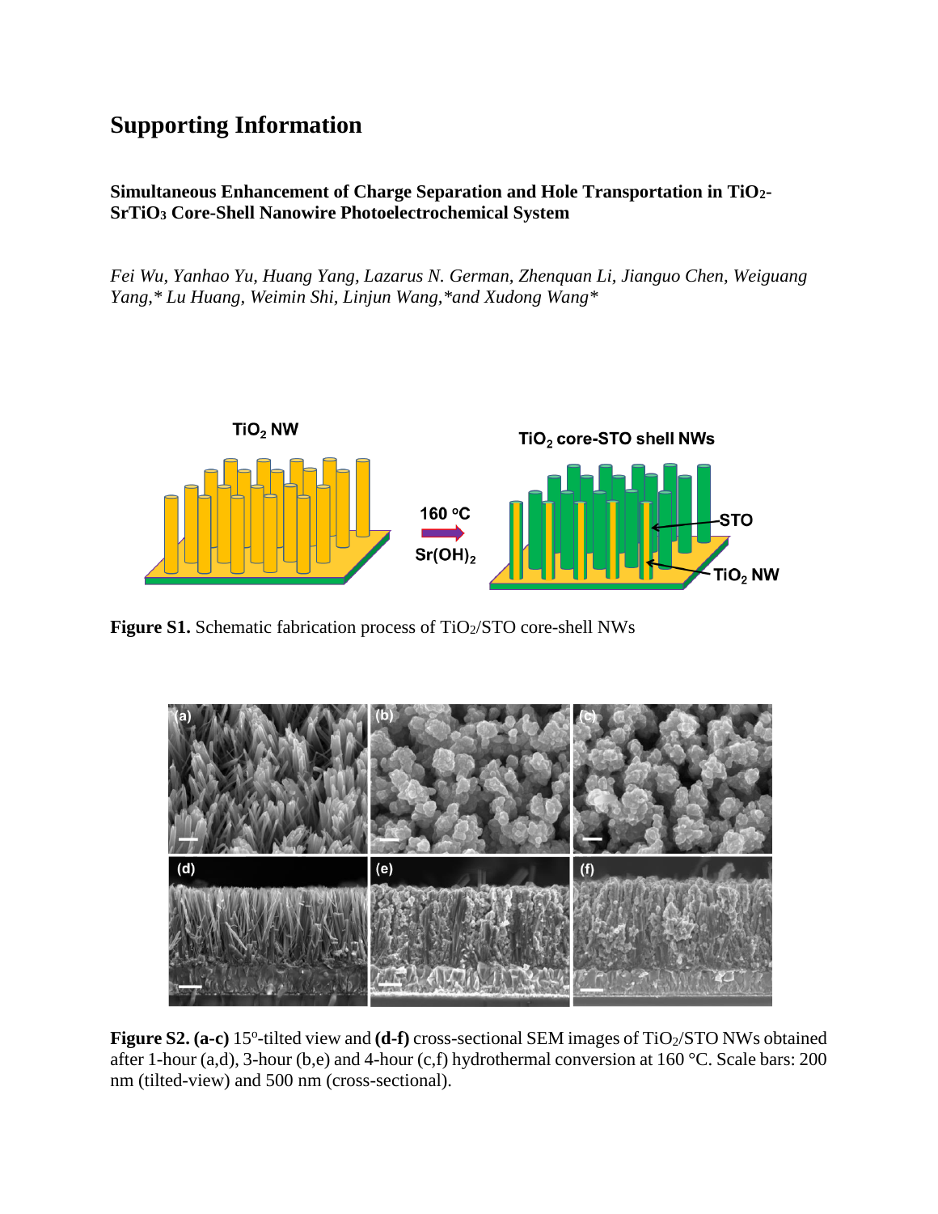# Supporting Information

**Simultaneous Enhancement of Charge Separation and Hole Transportation in $TiO_2$-$SrTiO_3$ Core-Shell Nanowire Photoelectrochemical System**

*Fei Wu, Yanhao Yu, Huang Yang, Lazarus N. German, Zhenquan Li, Jianguo Chen, Weiguang Yang,\* Lu Huang, Weimin Shi, Linjun Wang,\*and Xudong Wang\**

**Figure S1.** Schematic fabrication process of $TiO_2$/STO core-shell NWs

**Figure S2. (a-c)** 15°-tilted view and **(d-f)** cross-sectional SEM images of $TiO_2$/STO NWs obtained after 1-hour (a,d), 3-hour (b,e) and 4-hour (c,f) hydrothermal conversion at 160 °C. Scale bars: 200 nm (tilted-view) and 500 nm (cross-sectional).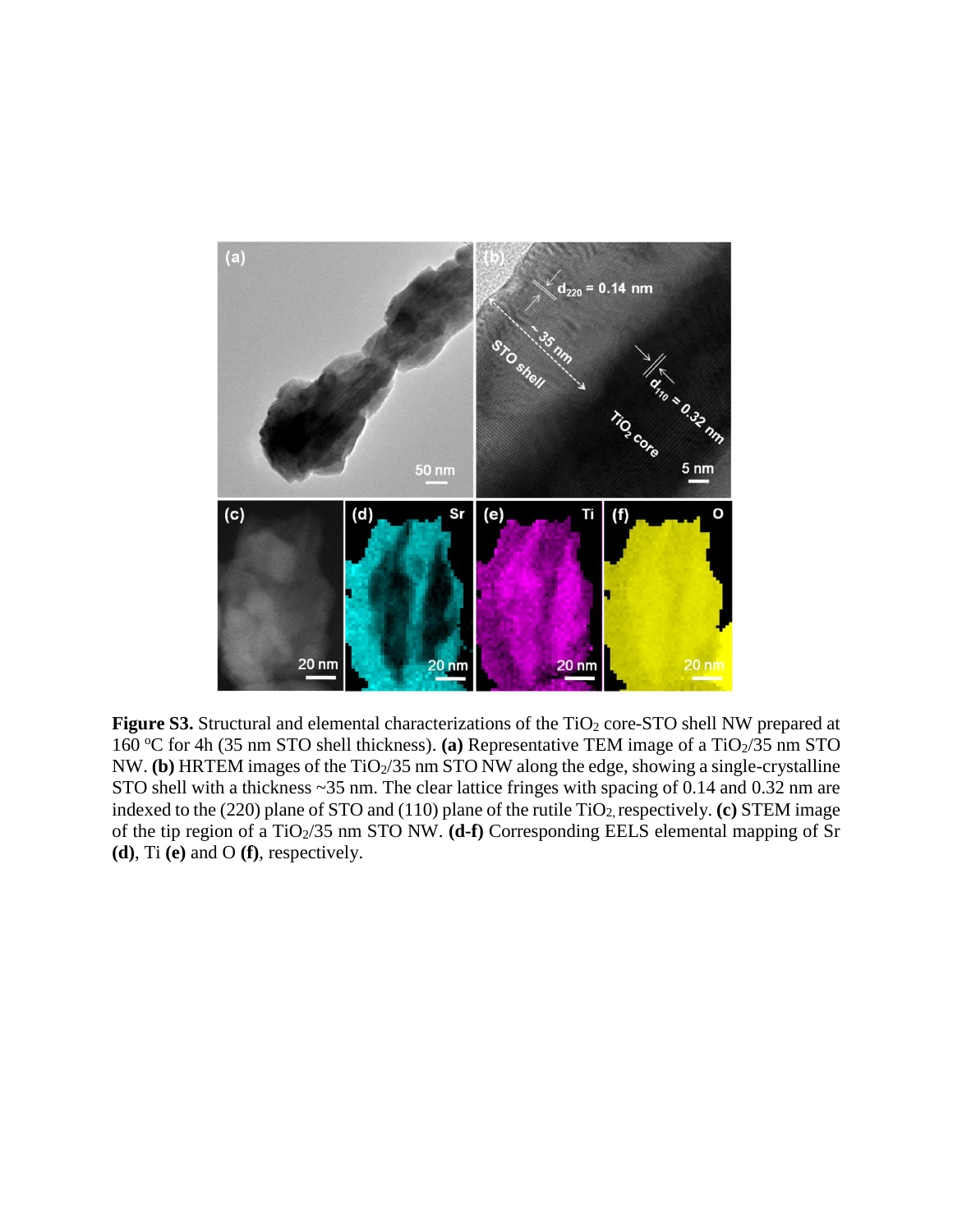**Figure S3.** Structural and elemental characterizations of the $TiO_2$ core-STO shell NW prepared at 160 ºC for 4h (35 nm STO shell thickness). **(a)** Representative TEM image of a $TiO_2$/35 nm STO NW. **(b)** HRTEM images of the $TiO_2$/35 nm STO NW along the edge, showing a single-crystalline STO shell with a thickness ~35 nm. The clear lattice fringes with spacing of 0.14 and 0.32 nm are indexed to the (220) plane of STO and (110) plane of the rutile $TiO_2$, respectively. **(c)** STEM image of the tip region of a $TiO_2$/35 nm STO NW. **(d-f)** Corresponding EELS elemental mapping of Sr **(d)**, Ti **(e)** and O **(f)**, respectively.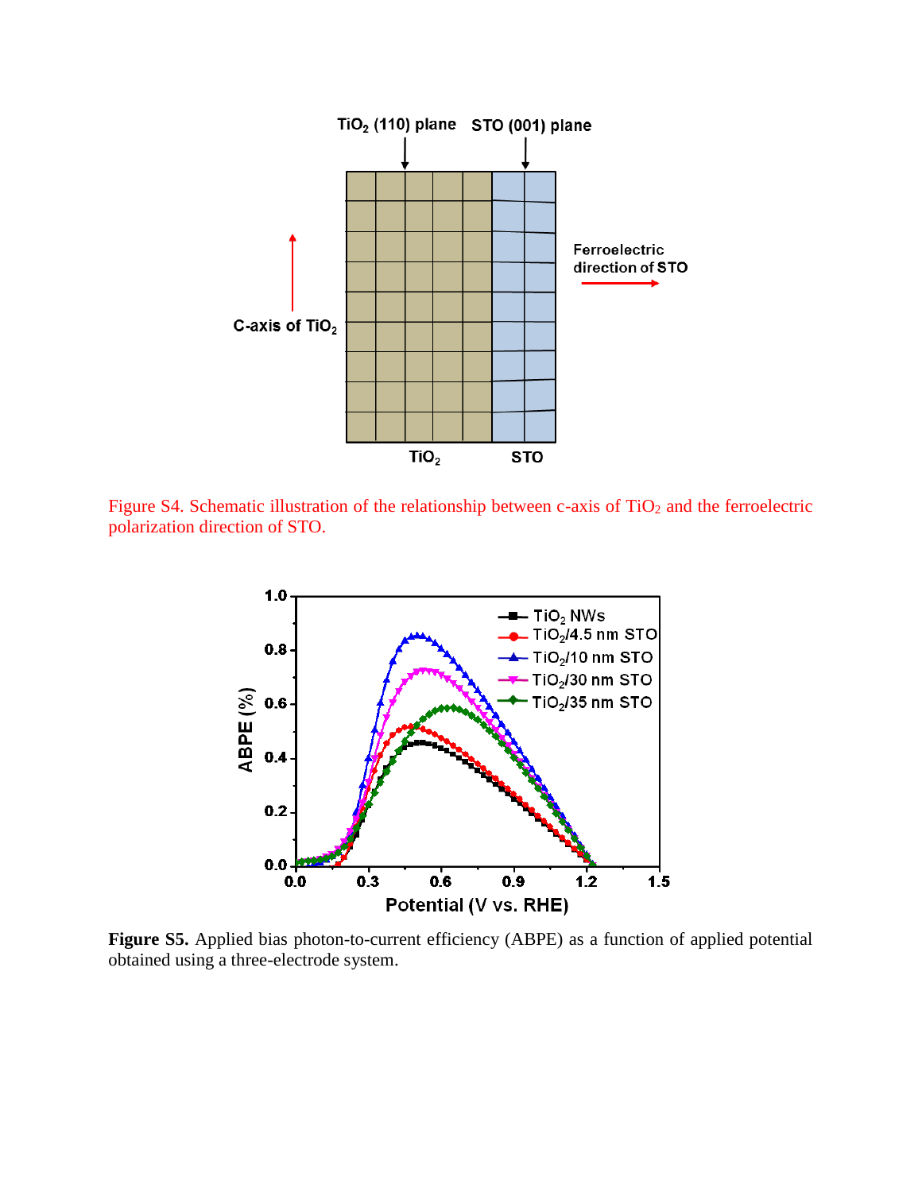Figure S4. Schematic illustration of the relationship between c-axis of $TiO_2$ and the ferroelectric polarization direction of STO.

**Figure S5.** Applied bias photon-to-current efficiency (ABPE) as a function of applied potential obtained using a three-electrode system.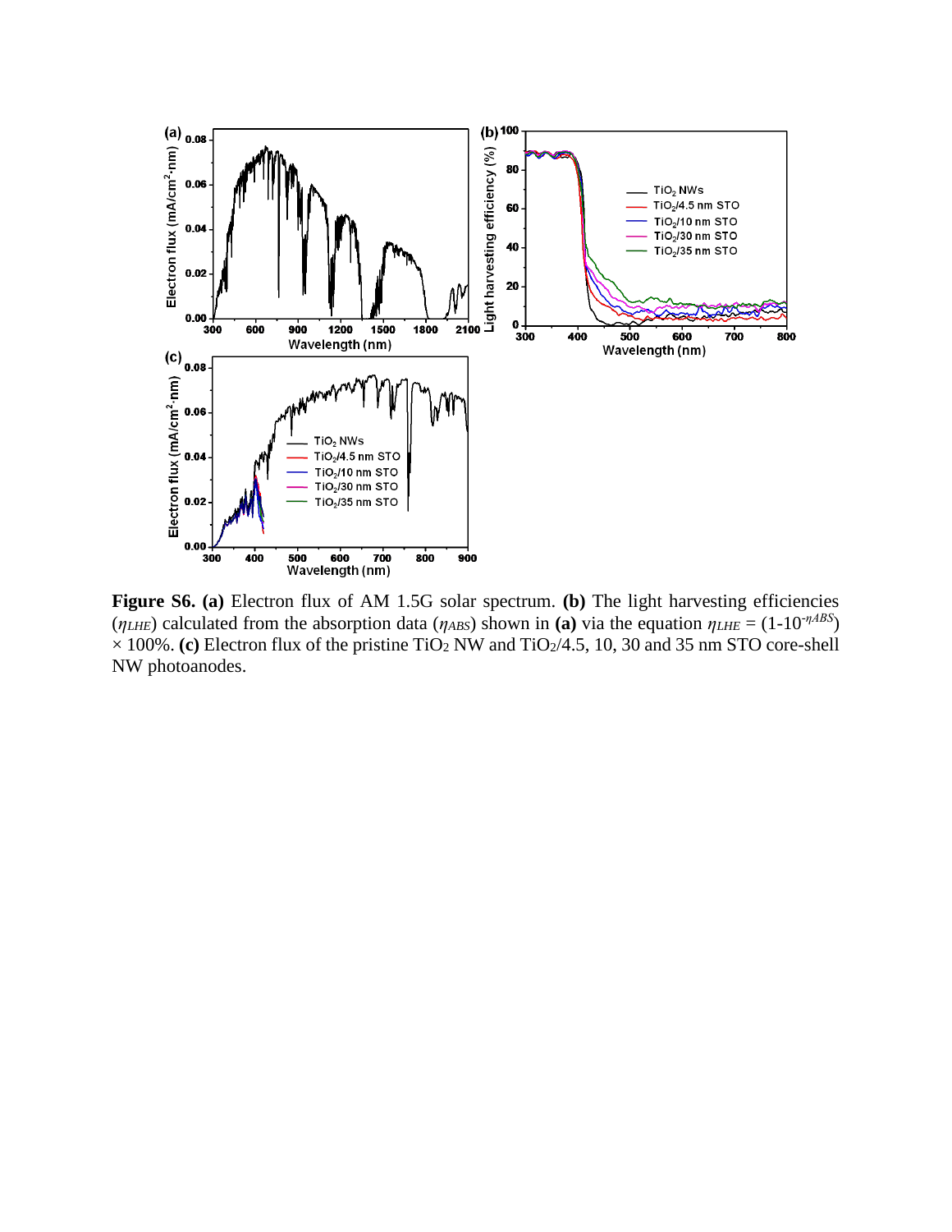**Figure S6. (a)** Electron flux of AM 1.5G solar spectrum. **(b)** The light harvesting efficiencies ($\eta_{LHE}$) calculated from the absorption data ($\eta_{ABS}$) shown in **(a)** via the equation $\eta_{LHE} = (1\text{-}10^{-\eta ABS}) \times 100\%$. **(c)** Electron flux of the pristine $TiO_2$ NW and $TiO_2$/4.5, 10, 30 and 35 nm STO core-shell NW photoanodes.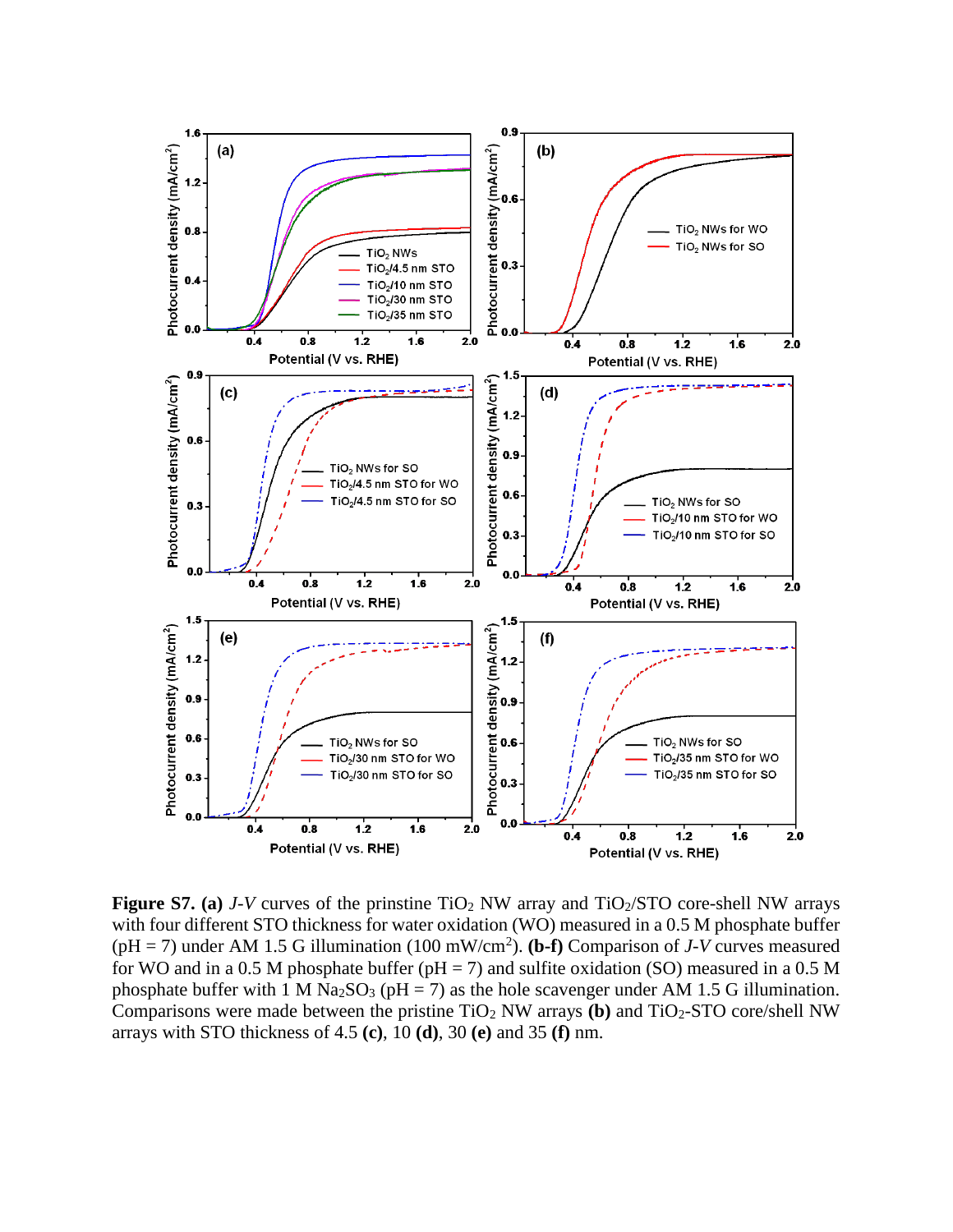**Figure S7.** **(a)** *J-V* curves of the prinstine $TiO_2$ NW array and $TiO_2$/STO core-shell NW arrays with four different STO thickness for water oxidation (WO) measured in a 0.5 M phosphate buffer (pH = 7) under AM 1.5 G illumination (100 mW/cm$^2$). **(b-f)** Comparison of *J-V* curves measured for WO and in a 0.5 M phosphate buffer (pH = 7) and sulfite oxidation (SO) measured in a 0.5 M phosphate buffer with 1 M $Na_2SO_3$ (pH = 7) as the hole scavenger under AM 1.5 G illumination. Comparisons were made between the pristine $TiO_2$ NW arrays **(b)** and $TiO_2$-STO core/shell NW arrays with STO thickness of 4.5 **(c)**, 10 **(d)**, 30 **(e)** and 35 **(f)** nm.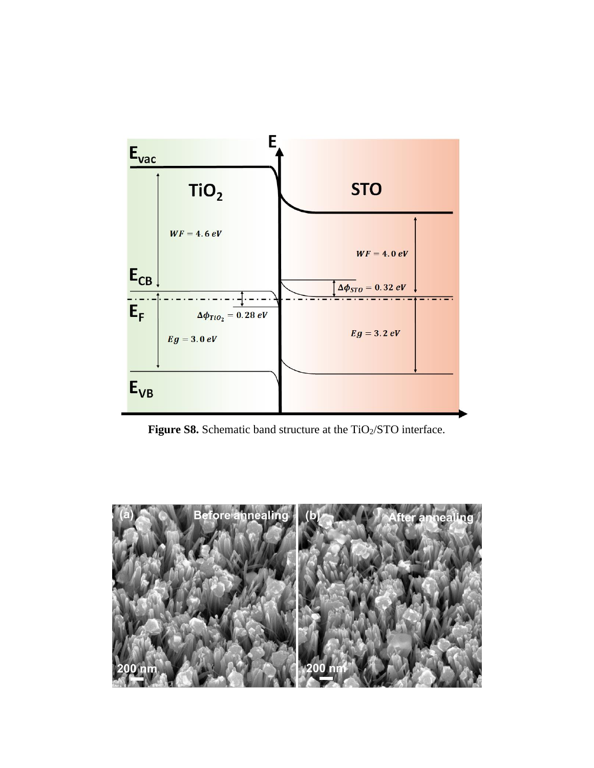**Figure S8.** Schematic band structure at the $TiO_2$/STO interface.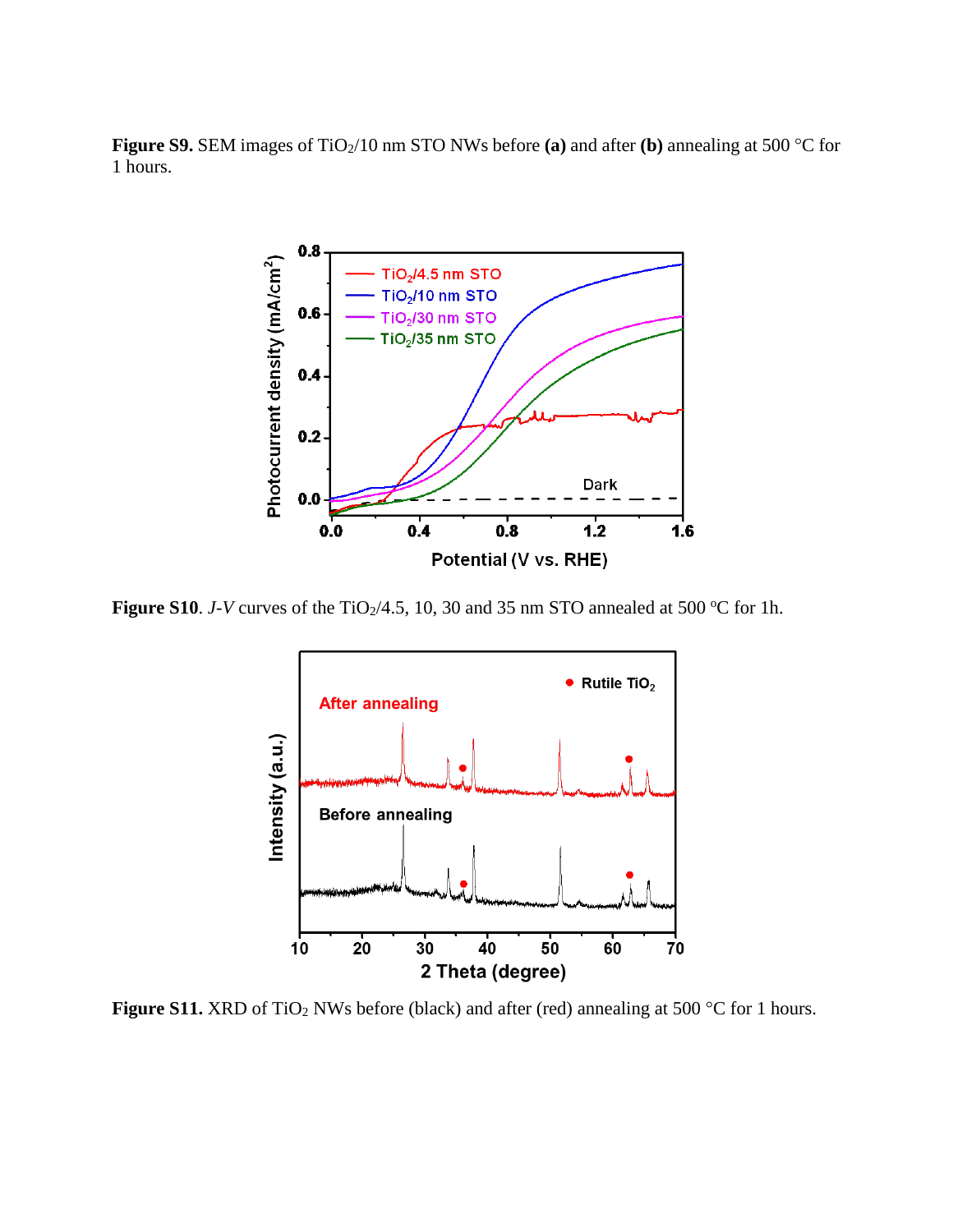**Figure S9.** SEM images of $TiO_2$/10 nm STO NWs before **(a)** and after **(b)** annealing at 500 °C for 1 hours.

**Figure S10**. *J-V* curves of the $TiO_2$/4.5, 10, 30 and 35 nm STO annealed at 500 °C for 1h.

**Figure S11.** XRD of $TiO_2$ NWs before (black) and after (red) annealing at 500 °C for 1 hours.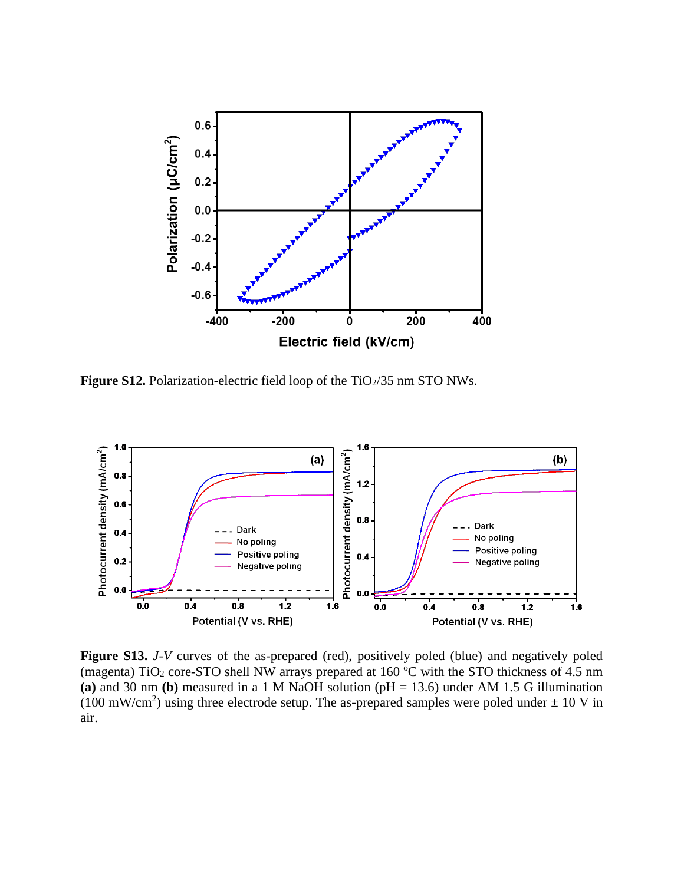Polarization (μC/cm²)

0.6
0.4
0.2
0.0
-0.2
-0.4
-0.6

-400
-200
0
200
400

Electric field (kV/cm)

**Figure S12.** Polarization-electric field loop of the $TiO_2$/35 nm STO NWs.

(a)

Photocurrent density (mA/cm²)

1.0
0.8
0.6
0.4
0.2
0.0

0.0
0.4
0.8
1.2
1.6

Potential (V vs. RHE)

Dark
No poling
Positive poling
Negative poling

(b)

Photocurrent density (mA/cm²)

1.6
1.2
0.8
0.4
0.0

0.0
0.4
0.8
1.2
1.6

Potential (V vs. RHE)

Dark
No poling
Positive poling
Negative poling

**Figure S13.** *J-V* curves of the as-prepared (red), positively poled (blue) and negatively poled (magenta) $TiO_2$ core-STO shell NW arrays prepared at 160 °C with the STO thickness of 4.5 nm **(a)** and 30 nm **(b)** measured in a 1 M NaOH solution (pH = 13.6) under AM 1.5 G illumination (100 mW/cm²) using three electrode setup. The as-prepared samples were poled under ± 10 V in air.